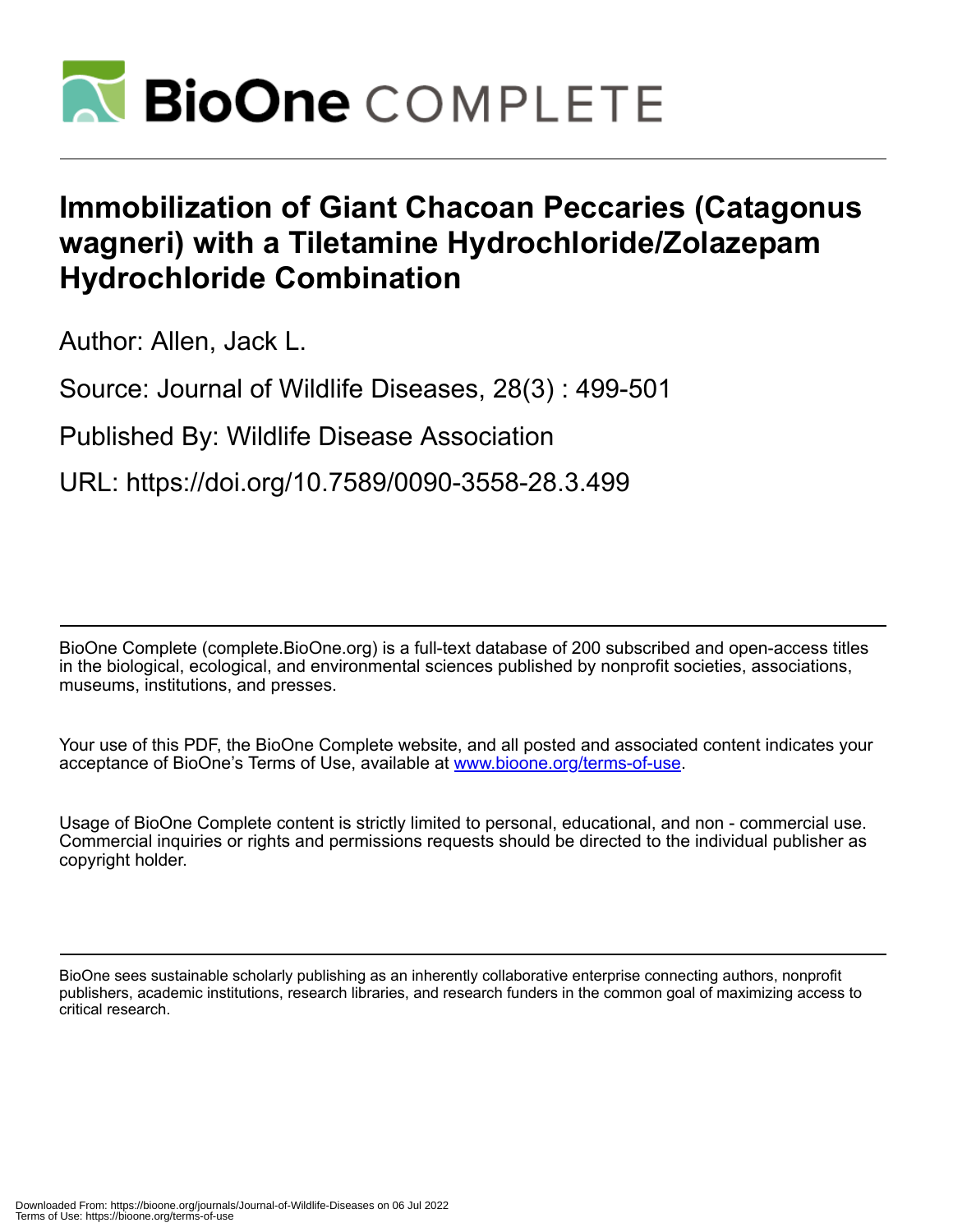# Immobilization of Giant Chacoan Peccaries (Catagonus wagneri) with a Tiletamine Hydrochloride/Zolazepam Hydrochloride Combination

Author: Allen, Jack L.

Source: Journal of Wildlife Diseases, 28(3) : 499-501

Published By: Wildlife Disease Association

URL: https://doi.org/10.7589/0090-3558-28.3.499

---

BioOne Complete (complete.BioOne.org) is a full-text database of 200 subscribed and open-access titles in the biological, ecological, and environmental sciences published by nonprofit societies, associations, museums, institutions, and presses.

Your use of this PDF, the BioOne Complete website, and all posted and associated content indicates your acceptance of BioOne's Terms of Use, available at www.bioone.org/terms-of-use.

Usage of BioOne Complete content is strictly limited to personal, educational, and non - commercial use. Commercial inquiries or rights and permissions requests should be directed to the individual publisher as copyright holder.

---

BioOne sees sustainable scholarly publishing as an inherently collaborative enterprise connecting authors, nonprofit publishers, academic institutions, research libraries, and research funders in the common goal of maximizing access to critical research.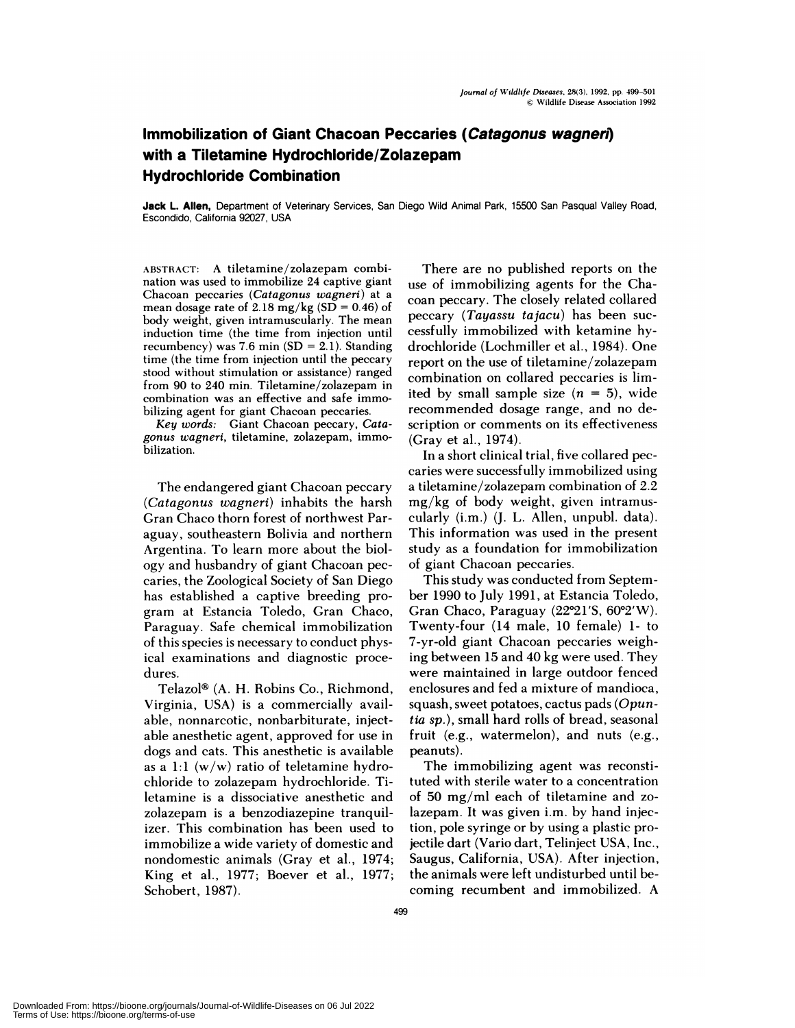# Immobilization of Giant Chacoan Peccaries (*Catagonus wagneri*) with a Tiletamine Hydrochloride/Zolazepam Hydrochloride Combination

**Jack L. Allen**, Department of Veterinary Services, San Diego Wild Animal Park, 15500 San Pasqual Valley Road, Escondido, California 92027, USA

ABSTRACT: A tiletamine/zolazepam combination was used to immobilize 24 captive giant Chacoan peccaries (*Catagonus wagneri*) at a mean dosage rate of 2.18 mg/kg (SD = 0.46) of body weight, given intramuscularly. The mean induction time (the time from injection until recumbency) was 7.6 min (SD = 2.1). Standing time (the time from injection until the peccary stood without stimulation or assistance) ranged from 90 to 240 min. Tiletamine/zolazepam in combination was an effective and safe immobilizing agent for giant Chacoan peccaries.

*Key words:* Giant Chacoan peccary, *Catagonus wagneri*, tiletamine, zolazepam, immobilization.

The endangered giant Chacoan peccary (*Catagonus wagneri*) inhabits the harsh Gran Chaco thorn forest of northwest Paraguay, southeastern Bolivia and northern Argentina. To learn more about the biology and husbandry of giant Chacoan peccaries, the Zoological Society of San Diego has established a captive breeding program at Estancia Toledo, Gran Chaco, Paraguay. Safe chemical immobilization of this species is necessary to conduct physical examinations and diagnostic procedures.

Telazol® (A. H. Robins Co., Richmond, Virginia, USA) is a commercially available, nonnarcotic, nonbarbiturate, injectable anesthetic agent, approved for use in dogs and cats. This anesthetic is available as a 1:1 (w/w) ratio of teletamine hydrochloride to zolazepam hydrochloride. Tiletamine is a dissociative anesthetic and zolazepam is a benzodiazepine tranquilizer. This combination has been used to immobilize a wide variety of domestic and nondomestic animals (Gray et al., 1974; King et al., 1977; Boever et al., 1977; Schobert, 1987).

There are no published reports on the use of immobilizing agents for the Chacoan peccary. The closely related collared peccary (*Tayassu tajacu*) has been successfully immobilized with ketamine hydrochloride (Lochmiller et al., 1984). One report on the use of tiletamine/zolazepam combination on collared peccaries is limited by small sample size ($n$ = 5), wide recommended dosage range, and no description or comments on its effectiveness (Gray et al., 1974).

In a short clinical trial, five collared peccaries were successfully immobilized using a tiletamine/zolazepam combination of 2.2 mg/kg of body weight, given intramuscularly (i.m.) (J. L. Allen, unpubl. data). This information was used in the present study as a foundation for immobilization of giant Chacoan peccaries.

This study was conducted from September 1990 to July 1991, at Estancia Toledo, Gran Chaco, Paraguay (22°21′S, 60°2′W). Twenty-four (14 male, 10 female) 1- to 7-yr-old giant Chacoan peccaries weighing between 15 and 40 kg were used. They were maintained in large outdoor fenced enclosures and fed a mixture of mandioca, squash, sweet potatoes, cactus pads (*Opuntia sp.*), small hard rolls of bread, seasonal fruit (e.g., watermelon), and nuts (e.g., peanuts).

The immobilizing agent was reconstituted with sterile water to a concentration of 50 mg/ml each of tiletamine and zolazepam. It was given i.m. by hand injection, pole syringe or by using a plastic projectile dart (Vario dart, Telinject USA, Inc., Saugus, California, USA). After injection, the animals were left undisturbed until becoming recumbent and immobilized. A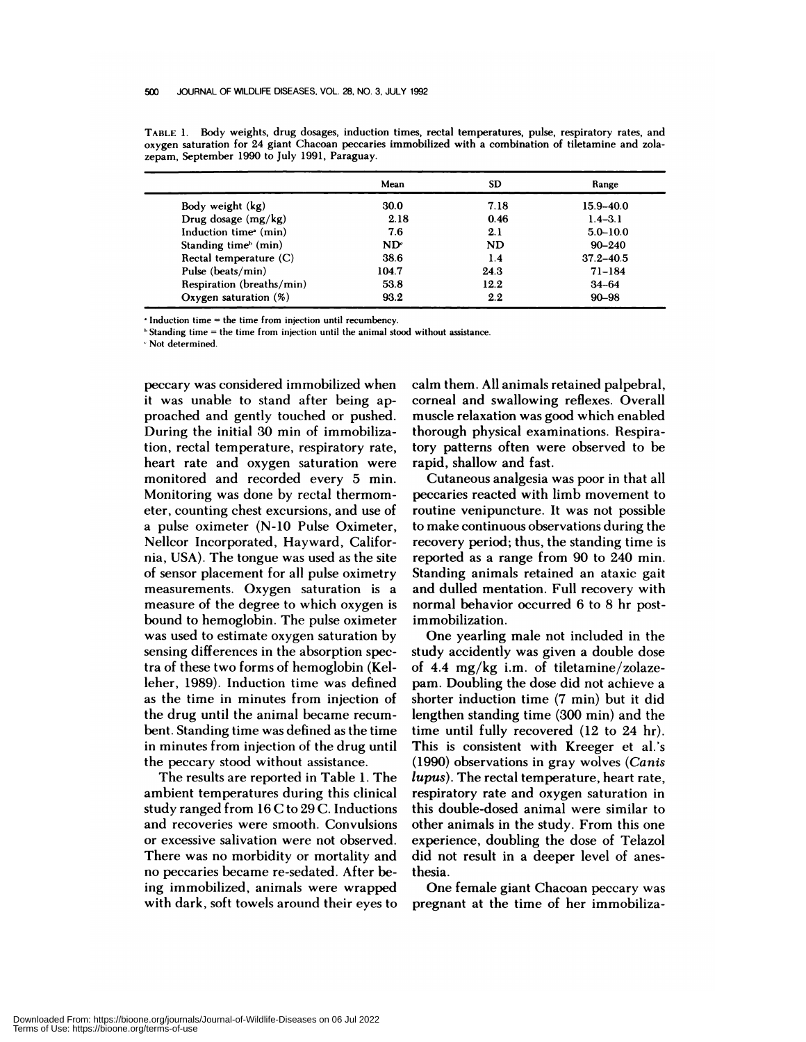TABLE 1. Body weights, drug dosages, induction times, rectal temperatures, pulse, respiratory rates, and oxygen saturation for 24 giant Chacoan peccaries immobilized with a combination of tiletamine and zolazepam, September 1990 to July 1991, Paraguay.

| | Mean | SD | Range |
|---|---|---|---|
| Body weight (kg) | 30.0 | 7.18 | 15.9–40.0 |
| Drug dosage (mg/kg) | 2.18 | 0.46 | 1.4–3.1 |
| Induction time[a] (min) | 7.6 | 2.1 | 5.0–10.0 |
| Standing time[b] (min) | ND[c] | ND | 90–240 |
| Rectal temperature (C) | 38.6 | 1.4 | 37.2–40.5 |
| Pulse (beats/min) | 104.7 | 24.3 | 71–184 |
| Respiration (breaths/min) | 53.8 | 12.2 | 34–64 |
| Oxygen saturation (%) | 93.2 | 2.2 | 90–98 |

[a] Induction time = the time from injection until recumbency.

[b] Standing time = the time from injection until the animal stood without assistance.

[c] Not determined.

peccary was considered immobilized when it was unable to stand after being approached and gently touched or pushed. During the initial 30 min of immobilization, rectal temperature, respiratory rate, heart rate and oxygen saturation were monitored and recorded every 5 min. Monitoring was done by rectal thermometer, counting chest excursions, and use of a pulse oximeter (N-10 Pulse Oximeter, Nellcor Incorporated, Hayward, California, USA). The tongue was used as the site of sensor placement for all pulse oximetry measurements. Oxygen saturation is a measure of the degree to which oxygen is bound to hemoglobin. The pulse oximeter was used to estimate oxygen saturation by sensing differences in the absorption spectra of these two forms of hemoglobin (Kelleher, 1989). Induction time was defined as the time in minutes from injection of the drug until the animal became recumbent. Standing time was defined as the time in minutes from injection of the drug until the peccary stood without assistance.

The results are reported in Table 1. The ambient temperatures during this clinical study ranged from 16 C to 29 C. Inductions and recoveries were smooth. Convulsions or excessive salivation were not observed. There was no morbidity or mortality and no peccaries became re-sedated. After being immobilized, animals were wrapped with dark, soft towels around their eyes to calm them. All animals retained palpebral, corneal and swallowing reflexes. Overall muscle relaxation was good which enabled thorough physical examinations. Respiratory patterns often were observed to be rapid, shallow and fast.

Cutaneous analgesia was poor in that all peccaries reacted with limb movement to routine venipuncture. It was not possible to make continuous observations during the recovery period; thus, the standing time is reported as a range from 90 to 240 min. Standing animals retained an ataxic gait and dulled mentation. Full recovery with normal behavior occurred 6 to 8 hr post-immobilization.

One yearling male not included in the study accidently was given a double dose of 4.4 mg/kg i.m. of tiletamine/zolazepam. Doubling the dose did not achieve a shorter induction time (7 min) but it did lengthen standing time (300 min) and the time until fully recovered (12 to 24 hr). This is consistent with Kreeger et al.'s (1990) observations in gray wolves (*Canis lupus*). The rectal temperature, heart rate, respiratory rate and oxygen saturation in this double-dosed animal were similar to other animals in the study. From this one experience, doubling the dose of Telazol did not result in a deeper level of anesthesia.

One female giant Chacoan peccary was pregnant at the time of her immobiliza-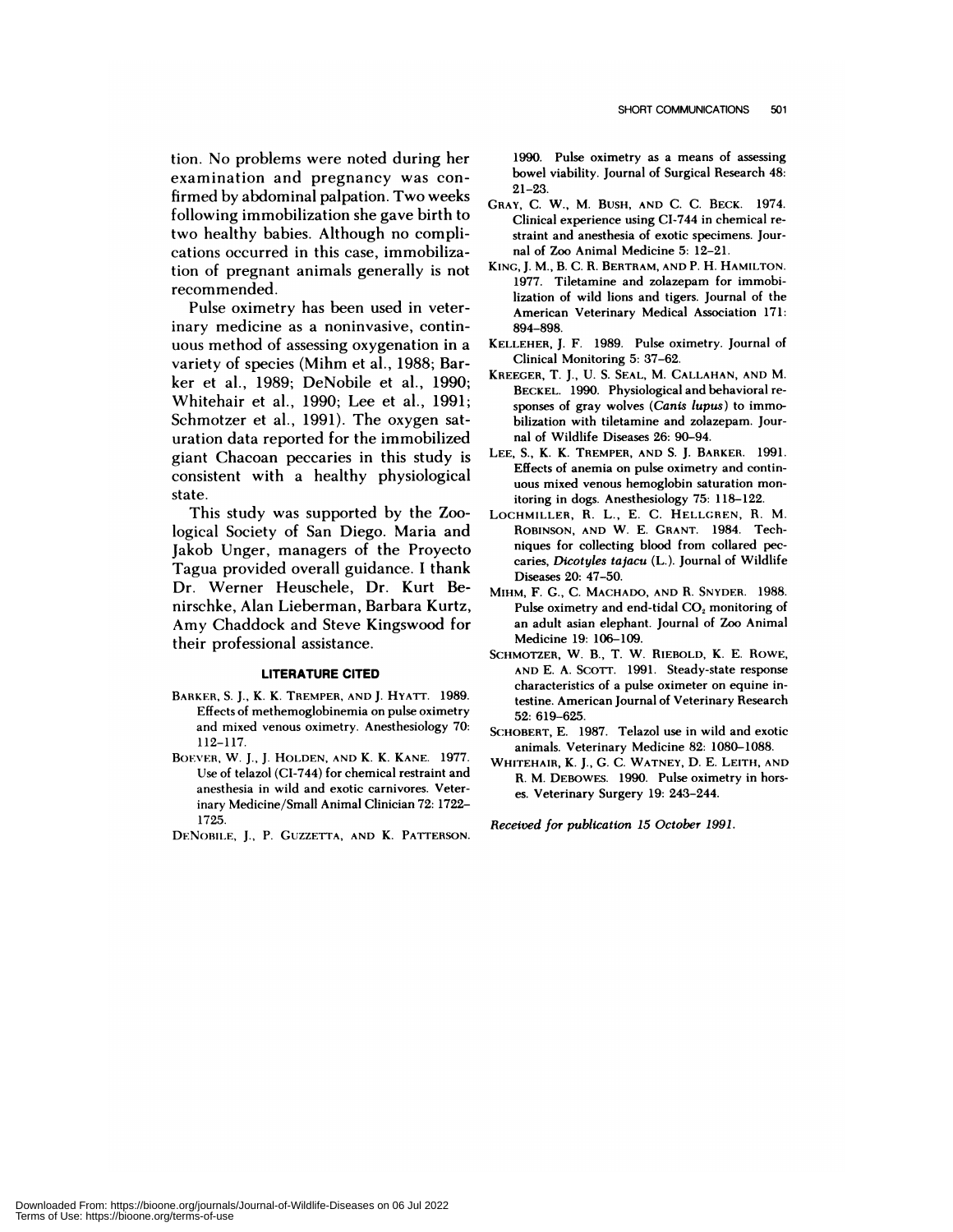tion. No problems were noted during her examination and pregnancy was confirmed by abdominal palpation. Two weeks following immobilization she gave birth to two healthy babies. Although no complications occurred in this case, immobilization of pregnant animals generally is not recommended.

Pulse oximetry has been used in veterinary medicine as a noninvasive, continuous method of assessing oxygenation in a variety of species (Mihm et al., 1988; Barker et al., 1989; DeNobile et al., 1990; Whitehair et al., 1990; Lee et al., 1991; Schmotzer et al., 1991). The oxygen saturation data reported for the immobilized giant Chacoan peccaries in this study is consistent with a healthy physiological state.

This study was supported by the Zoological Society of San Diego. Maria and Jakob Unger, managers of the Proyecto Tagua provided overall guidance. I thank Dr. Werner Heuschele, Dr. Kurt Benirschke, Alan Lieberman, Barbara Kurtz, Amy Chaddock and Steve Kingswood for their professional assistance.

## LITERATURE CITED

BARKER, S. J., K. K. TREMPER, AND J. HYATT. 1989. Effects of methemoglobinemia on pulse oximetry and mixed venous oximetry. Anesthesiology 70: 112–117.

BOEVER, W. J., J. HOLDEN, AND K. K. KANE. 1977. Use of telazol (CI-744) for chemical restraint and anesthesia in wild and exotic carnivores. Veterinary Medicine/Small Animal Clinician 72: 1722–1725.

DENOBILE, J., P. GUZZETTA, AND K. PATTERSON. 1990. Pulse oximetry as a means of assessing bowel viability. Journal of Surgical Research 48: 21–23.

GRAY, C. W., M. BUSH, AND C. C. BECK. 1974. Clinical experience using CI-744 in chemical restraint and anesthesia of exotic specimens. Journal of Zoo Animal Medicine 5: 12–21.

KING, J. M., B. C. R. BERTRAM, AND P. H. HAMILTON. 1977. Tiletamine and zolazepam for immobilization of wild lions and tigers. Journal of the American Veterinary Medical Association 171: 894–898.

KELLEHER, J. F. 1989. Pulse oximetry. Journal of Clinical Monitoring 5: 37–62.

KREEGER, T. J., U. S. SEAL, M. CALLAHAN, AND M. BECKEL. 1990. Physiological and behavioral responses of gray wolves (*Canis lupus*) to immobilization with tiletamine and zolazepam. Journal of Wildlife Diseases 26: 90–94.

LEE, S., K. K. TREMPER, AND S. J. BARKER. 1991. Effects of anemia on pulse oximetry and continuous mixed venous hemoglobin saturation monitoring in dogs. Anesthesiology 75: 118–122.

LOCHMILLER, R. L., E. C. HELLGREN, R. M. ROBINSON, AND W. E. GRANT. 1984. Techniques for collecting blood from collared peccaries, *Dicotyles tajacu* (L.). Journal of Wildlife Diseases 20: 47–50.

MIHM, F. G., C. MACHADO, AND R. SNYDER. 1988. Pulse oximetry and end-tidal $CO_2$ monitoring of an adult asian elephant. Journal of Zoo Animal Medicine 19: 106–109.

SCHMOTZER, W. B., T. W. RIEBOLD, K. E. ROWE, AND E. A. SCOTT. 1991. Steady-state response characteristics of a pulse oximeter on equine intestine. American Journal of Veterinary Research 52: 619–625.

SCHOBERT, E. 1987. Telazol use in wild and exotic animals. Veterinary Medicine 82: 1080–1088.

WHITEHAIR, K. J., G. C. WATNEY, D. E. LEITH, AND R. M. DEBOWES. 1990. Pulse oximetry in horses. Veterinary Surgery 19: 243–244.

*Received for publication 15 October 1991.*